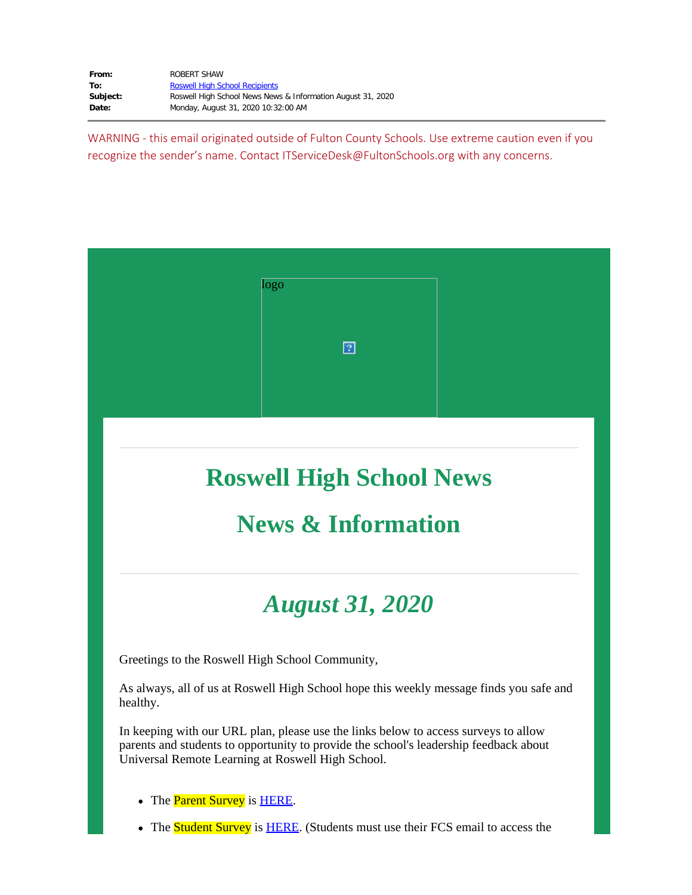**From:** ROBERT SHAW
**To:** Roswell High School Recipients
**Subject:** Roswell High School News News & Information August 31, 2020
**Date:** Monday, August 31, 2020 10:32:00 AM

WARNING - this email originated outside of Fulton County Schools. Use extreme caution even if you recognize the sender's name. Contact ITServiceDesk@FultonSchools.org with any concerns.

logo

# Roswell High School News

# News & Information

## *August 31, 2020*

Greetings to the Roswell High School Community,

As always, all of us at Roswell High School hope this weekly message finds you safe and healthy.

In keeping with our URL plan, please use the links below to access surveys to allow parents and students to opportunity to provide the school's leadership feedback about Universal Remote Learning at Roswell High School.

- The Parent Survey is HERE.
- The Student Survey is HERE. (Students must use their FCS email to access the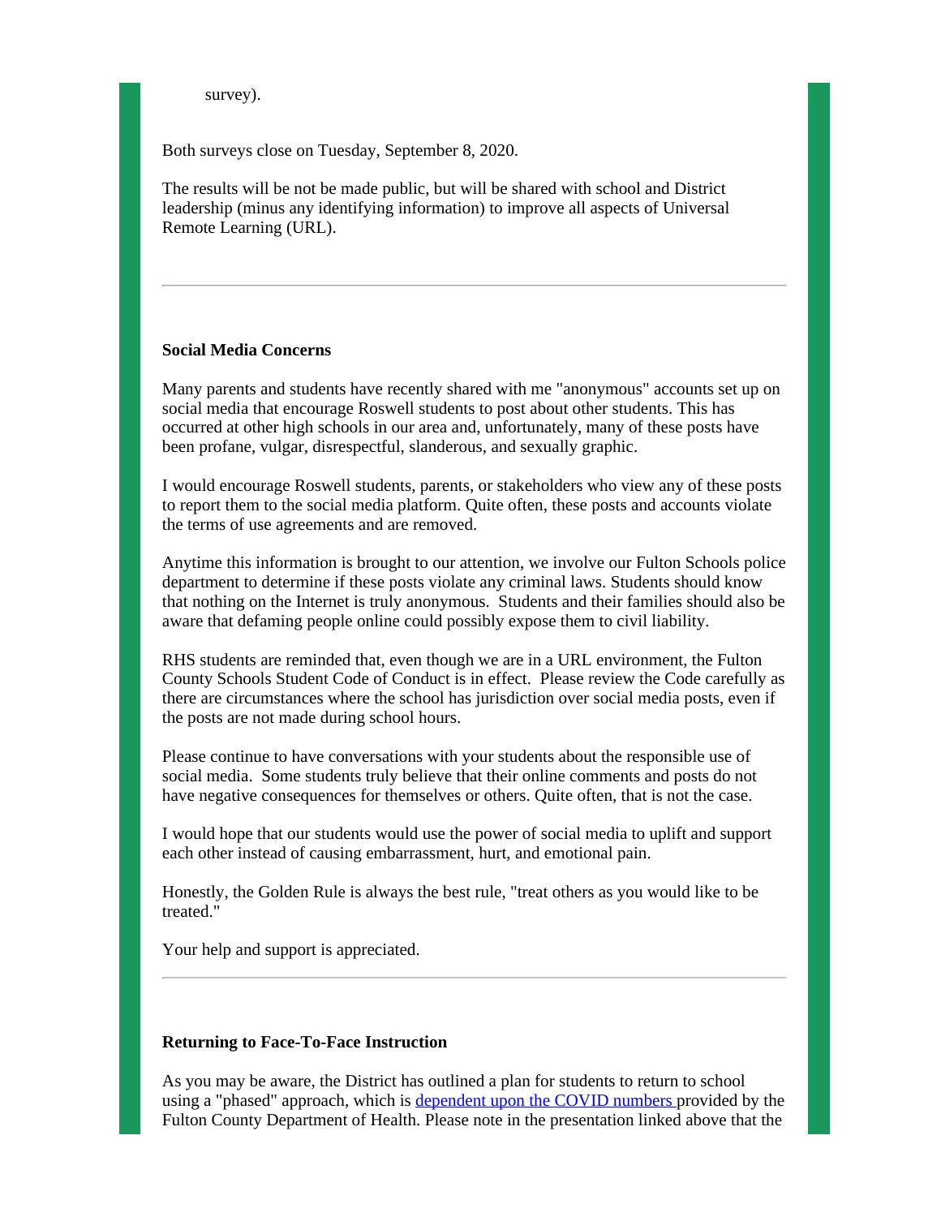survey).

Both surveys close on Tuesday, September 8, 2020.

The results will be not be made public, but will be shared with school and District leadership (minus any identifying information) to improve all aspects of Universal Remote Learning (URL).

---

**Social Media Concerns**

Many parents and students have recently shared with me "anonymous" accounts set up on social media that encourage Roswell students to post about other students. This has occurred at other high schools in our area and, unfortunately, many of these posts have been profane, vulgar, disrespectful, slanderous, and sexually graphic.

I would encourage Roswell students, parents, or stakeholders who view any of these posts to report them to the social media platform. Quite often, these posts and accounts violate the terms of use agreements and are removed.

Anytime this information is brought to our attention, we involve our Fulton Schools police department to determine if these posts violate any criminal laws. Students should know that nothing on the Internet is truly anonymous. Students and their families should also be aware that defaming people online could possibly expose them to civil liability.

RHS students are reminded that, even though we are in a URL environment, the Fulton County Schools Student Code of Conduct is in effect. Please review the Code carefully as there are circumstances where the school has jurisdiction over social media posts, even if the posts are not made during school hours.

Please continue to have conversations with your students about the responsible use of social media. Some students truly believe that their online comments and posts do not have negative consequences for themselves or others. Quite often, that is not the case.

I would hope that our students would use the power of social media to uplift and support each other instead of causing embarrassment, hurt, and emotional pain.

Honestly, the Golden Rule is always the best rule, "treat others as you would like to be treated."

Your help and support is appreciated.

---

**Returning to Face-To-Face Instruction**

As you may be aware, the District has outlined a plan for students to return to school using a "phased" approach, which is [dependent upon the COVID numbers](#) provided by the Fulton County Department of Health. Please note in the presentation linked above that the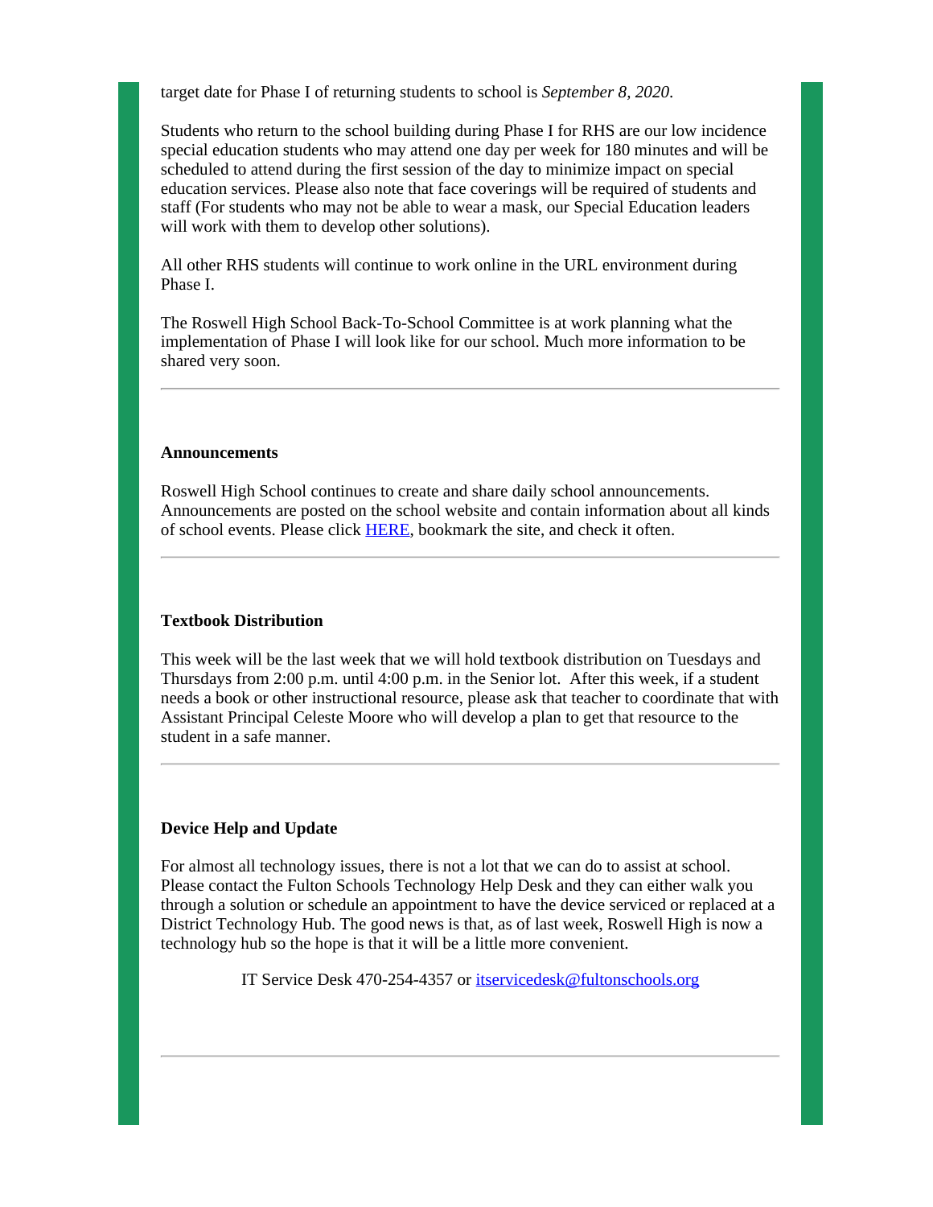target date for Phase I of returning students to school is *September 8, 2020*.

Students who return to the school building during Phase I for RHS are our low incidence special education students who may attend one day per week for 180 minutes and will be scheduled to attend during the first session of the day to minimize impact on special education services. Please also note that face coverings will be required of students and staff (For students who may not be able to wear a mask, our Special Education leaders will work with them to develop other solutions).

All other RHS students will continue to work online in the URL environment during Phase I.

The Roswell High School Back-To-School Committee is at work planning what the implementation of Phase I will look like for our school. Much more information to be shared very soon.

---

**Announcements**

Roswell High School continues to create and share daily school announcements. Announcements are posted on the school website and contain information about all kinds of school events. Please click HERE, bookmark the site, and check it often.

---

**Textbook Distribution**

This week will be the last week that we will hold textbook distribution on Tuesdays and Thursdays from 2:00 p.m. until 4:00 p.m. in the Senior lot. After this week, if a student needs a book or other instructional resource, please ask that teacher to coordinate that with Assistant Principal Celeste Moore who will develop a plan to get that resource to the student in a safe manner.

---

**Device Help and Update**

For almost all technology issues, there is not a lot that we can do to assist at school. Please contact the Fulton Schools Technology Help Desk and they can either walk you through a solution or schedule an appointment to have the device serviced or replaced at a District Technology Hub. The good news is that, as of last week, Roswell High is now a technology hub so the hope is that it will be a little more convenient.

IT Service Desk 470-254-4357 or itservicedesk@fultonschools.org

---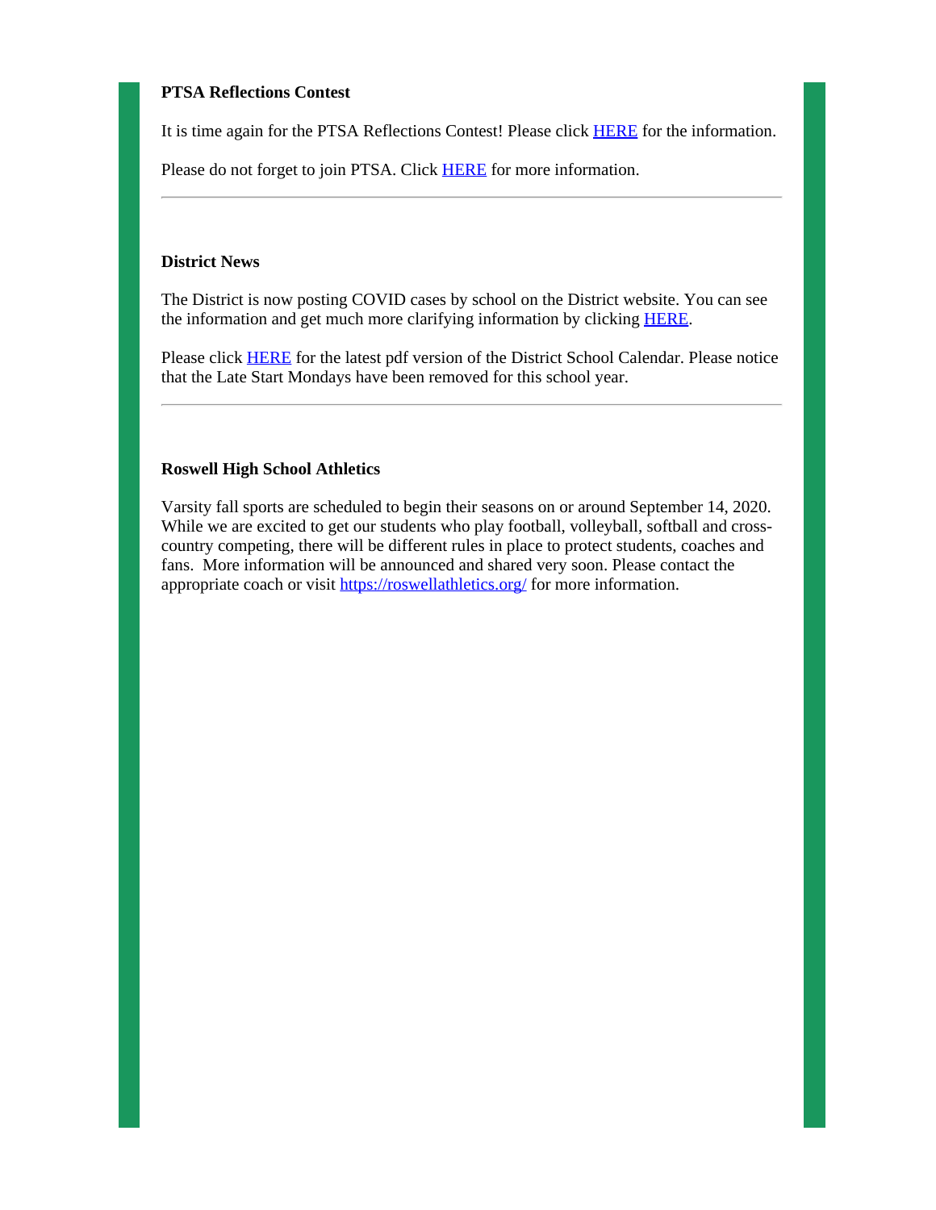**PTSA Reflections Contest**

It is time again for the PTSA Reflections Contest! Please click HERE for the information.

Please do not forget to join PTSA. Click HERE for more information.

---

**District News**

The District is now posting COVID cases by school on the District website. You can see the information and get much more clarifying information by clicking HERE.

Please click HERE for the latest pdf version of the District School Calendar. Please notice that the Late Start Mondays have been removed for this school year.

---

**Roswell High School Athletics**

Varsity fall sports are scheduled to begin their seasons on or around September 14, 2020. While we are excited to get our students who play football, volleyball, softball and cross-country competing, there will be different rules in place to protect students, coaches and fans. More information will be announced and shared very soon. Please contact the appropriate coach or visit https://roswellathletics.org/ for more information.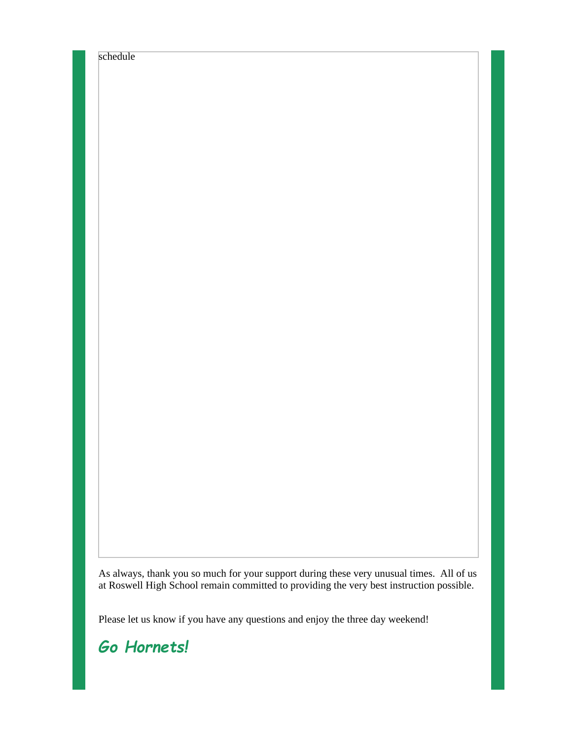schedule

As always, thank you so much for your support during these very unusual times.  All of us at Roswell High School remain committed to providing the very best instruction possible.

Please let us know if you have any questions and enjoy the three day weekend!

***Go Hornets!***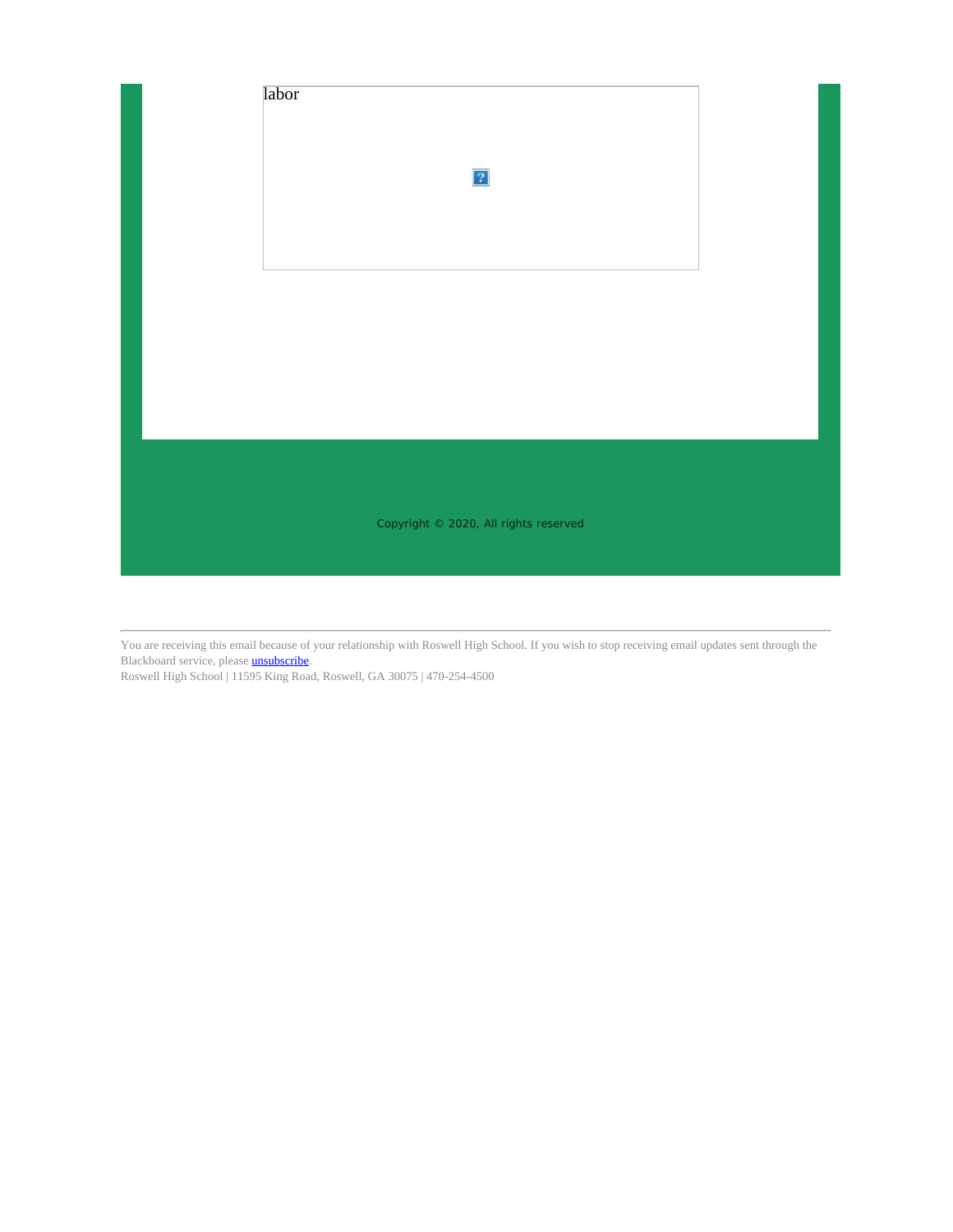labor

Copyright © 2020, All rights reserved

---

You are receiving this email because of your relationship with Roswell High School. If you wish to stop receiving email updates sent through the Blackboard service, please unsubscribe.

Roswell High School | 11595 King Road, Roswell, GA 30075 | 470-254-4500